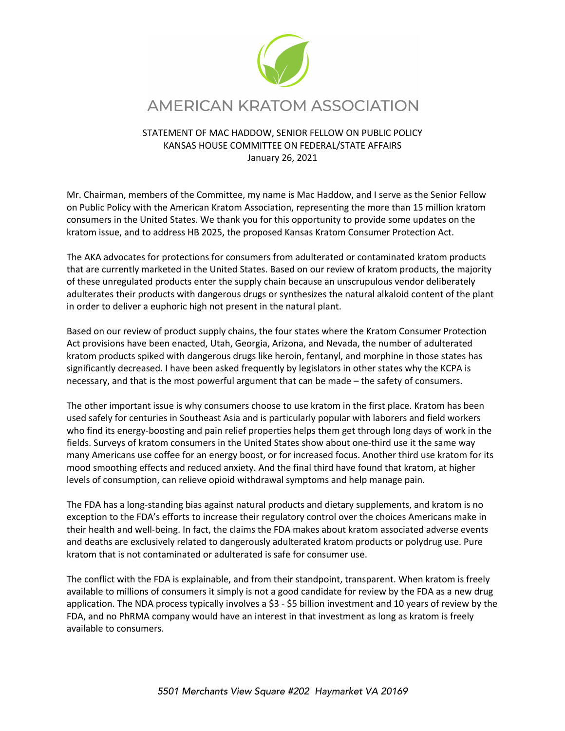# AMERICAN KRATOM ASSOCIATION

STATEMENT OF MAC HADDOW, SENIOR FELLOW ON PUBLIC POLICY
KANSAS HOUSE COMMITTEE ON FEDERAL/STATE AFFAIRS
January 26, 2021

Mr. Chairman, members of the Committee, my name is Mac Haddow, and I serve as the Senior Fellow on Public Policy with the American Kratom Association, representing the more than 15 million kratom consumers in the United States. We thank you for this opportunity to provide some updates on the kratom issue, and to address HB 2025, the proposed Kansas Kratom Consumer Protection Act.

The AKA advocates for protections for consumers from adulterated or contaminated kratom products that are currently marketed in the United States. Based on our review of kratom products, the majority of these unregulated products enter the supply chain because an unscrupulous vendor deliberately adulterates their products with dangerous drugs or synthesizes the natural alkaloid content of the plant in order to deliver a euphoric high not present in the natural plant.

Based on our review of product supply chains, the four states where the Kratom Consumer Protection Act provisions have been enacted, Utah, Georgia, Arizona, and Nevada, the number of adulterated kratom products spiked with dangerous drugs like heroin, fentanyl, and morphine in those states has significantly decreased. I have been asked frequently by legislators in other states why the KCPA is necessary, and that is the most powerful argument that can be made – the safety of consumers.

The other important issue is why consumers choose to use kratom in the first place. Kratom has been used safely for centuries in Southeast Asia and is particularly popular with laborers and field workers who find its energy-boosting and pain relief properties helps them get through long days of work in the fields. Surveys of kratom consumers in the United States show about one-third use it the same way many Americans use coffee for an energy boost, or for increased focus. Another third use kratom for its mood smoothing effects and reduced anxiety. And the final third have found that kratom, at higher levels of consumption, can relieve opioid withdrawal symptoms and help manage pain.

The FDA has a long-standing bias against natural products and dietary supplements, and kratom is no exception to the FDA's efforts to increase their regulatory control over the choices Americans make in their health and well-being. In fact, the claims the FDA makes about kratom associated adverse events and deaths are exclusively related to dangerously adulterated kratom products or polydrug use. Pure kratom that is not contaminated or adulterated is safe for consumer use.

The conflict with the FDA is explainable, and from their standpoint, transparent. When kratom is freely available to millions of consumers it simply is not a good candidate for review by the FDA as a new drug application. The NDA process typically involves a $3 - $5 billion investment and 10 years of review by the FDA, and no PhRMA company would have an interest in that investment as long as kratom is freely available to consumers.

*5501 Merchants View Square #202 Haymarket VA 20169*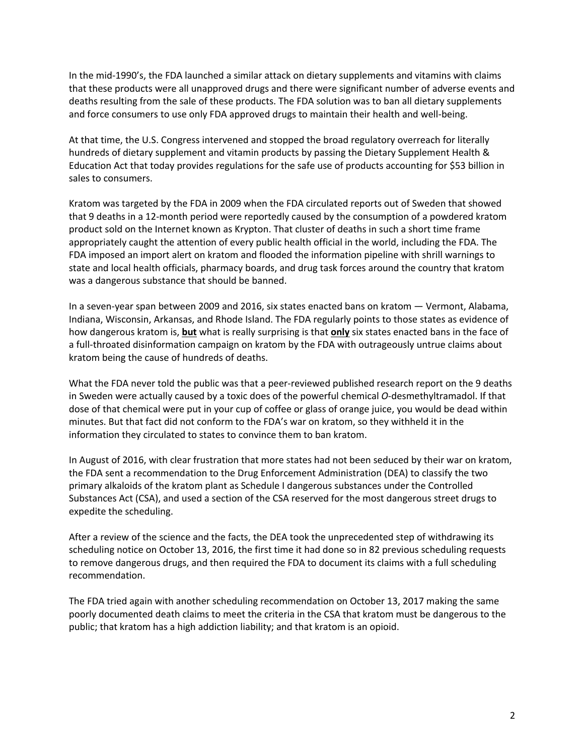In the mid-1990's, the FDA launched a similar attack on dietary supplements and vitamins with claims that these products were all unapproved drugs and there were significant number of adverse events and deaths resulting from the sale of these products. The FDA solution was to ban all dietary supplements and force consumers to use only FDA approved drugs to maintain their health and well-being.

At that time, the U.S. Congress intervened and stopped the broad regulatory overreach for literally hundreds of dietary supplement and vitamin products by passing the Dietary Supplement Health & Education Act that today provides regulations for the safe use of products accounting for $53 billion in sales to consumers.

Kratom was targeted by the FDA in 2009 when the FDA circulated reports out of Sweden that showed that 9 deaths in a 12-month period were reportedly caused by the consumption of a powdered kratom product sold on the Internet known as Krypton. That cluster of deaths in such a short time frame appropriately caught the attention of every public health official in the world, including the FDA. The FDA imposed an import alert on kratom and flooded the information pipeline with shrill warnings to state and local health officials, pharmacy boards, and drug task forces around the country that kratom was a dangerous substance that should be banned.

In a seven-year span between 2009 and 2016, six states enacted bans on kratom — Vermont, Alabama, Indiana, Wisconsin, Arkansas, and Rhode Island. The FDA regularly points to those states as evidence of how dangerous kratom is, **<u>but</u>** what is really surprising is that **<u>only</u>** six states enacted bans in the face of a full-throated disinformation campaign on kratom by the FDA with outrageously untrue claims about kratom being the cause of hundreds of deaths.

What the FDA never told the public was that a peer-reviewed published research report on the 9 deaths in Sweden were actually caused by a toxic does of the powerful chemical *O*-desmethyltramadol. If that dose of that chemical were put in your cup of coffee or glass of orange juice, you would be dead within minutes. But that fact did not conform to the FDA's war on kratom, so they withheld it in the information they circulated to states to convince them to ban kratom.

In August of 2016, with clear frustration that more states had not been seduced by their war on kratom, the FDA sent a recommendation to the Drug Enforcement Administration (DEA) to classify the two primary alkaloids of the kratom plant as Schedule I dangerous substances under the Controlled Substances Act (CSA), and used a section of the CSA reserved for the most dangerous street drugs to expedite the scheduling.

After a review of the science and the facts, the DEA took the unprecedented step of withdrawing its scheduling notice on October 13, 2016, the first time it had done so in 82 previous scheduling requests to remove dangerous drugs, and then required the FDA to document its claims with a full scheduling recommendation.

The FDA tried again with another scheduling recommendation on October 13, 2017 making the same poorly documented death claims to meet the criteria in the CSA that kratom must be dangerous to the public; that kratom has a high addiction liability; and that kratom is an opioid.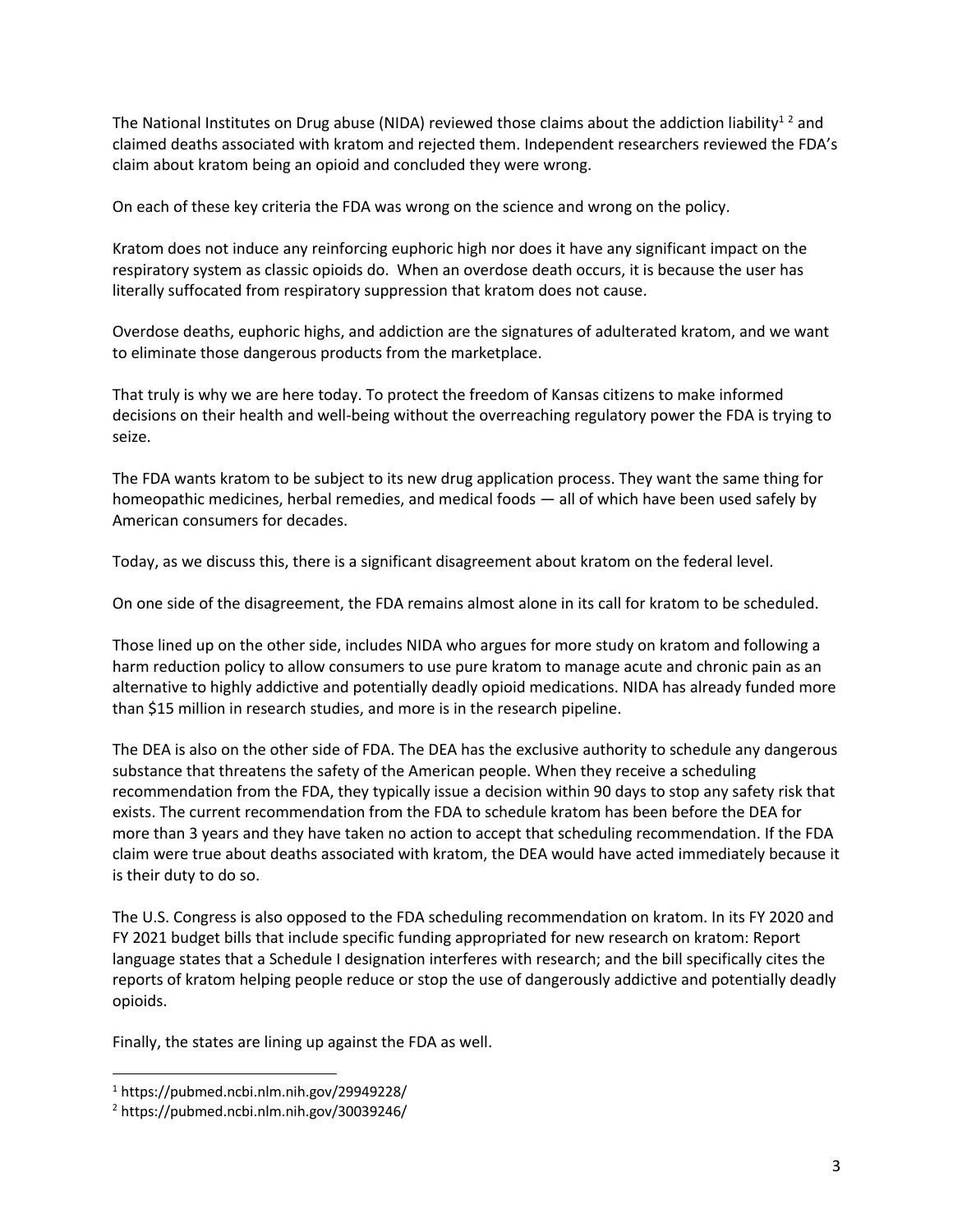The National Institutes on Drug abuse (NIDA) reviewed those claims about the addiction liability[1 2] and claimed deaths associated with kratom and rejected them. Independent researchers reviewed the FDA's claim about kratom being an opioid and concluded they were wrong.

On each of these key criteria the FDA was wrong on the science and wrong on the policy.

Kratom does not induce any reinforcing euphoric high nor does it have any significant impact on the respiratory system as classic opioids do. When an overdose death occurs, it is because the user has literally suffocated from respiratory suppression that kratom does not cause.

Overdose deaths, euphoric highs, and addiction are the signatures of adulterated kratom, and we want to eliminate those dangerous products from the marketplace.

That truly is why we are here today. To protect the freedom of Kansas citizens to make informed decisions on their health and well-being without the overreaching regulatory power the FDA is trying to seize.

The FDA wants kratom to be subject to its new drug application process. They want the same thing for homeopathic medicines, herbal remedies, and medical foods — all of which have been used safely by American consumers for decades.

Today, as we discuss this, there is a significant disagreement about kratom on the federal level.

On one side of the disagreement, the FDA remains almost alone in its call for kratom to be scheduled.

Those lined up on the other side, includes NIDA who argues for more study on kratom and following a harm reduction policy to allow consumers to use pure kratom to manage acute and chronic pain as an alternative to highly addictive and potentially deadly opioid medications. NIDA has already funded more than $15 million in research studies, and more is in the research pipeline.

The DEA is also on the other side of FDA. The DEA has the exclusive authority to schedule any dangerous substance that threatens the safety of the American people. When they receive a scheduling recommendation from the FDA, they typically issue a decision within 90 days to stop any safety risk that exists. The current recommendation from the FDA to schedule kratom has been before the DEA for more than 3 years and they have taken no action to accept that scheduling recommendation. If the FDA claim were true about deaths associated with kratom, the DEA would have acted immediately because it is their duty to do so.

The U.S. Congress is also opposed to the FDA scheduling recommendation on kratom. In its FY 2020 and FY 2021 budget bills that include specific funding appropriated for new research on kratom: Report language states that a Schedule I designation interferes with research; and the bill specifically cites the reports of kratom helping people reduce or stop the use of dangerously addictive and potentially deadly opioids.

Finally, the states are lining up against the FDA as well.

---

[1] https://pubmed.ncbi.nlm.nih.gov/29949228/

[2] https://pubmed.ncbi.nlm.nih.gov/30039246/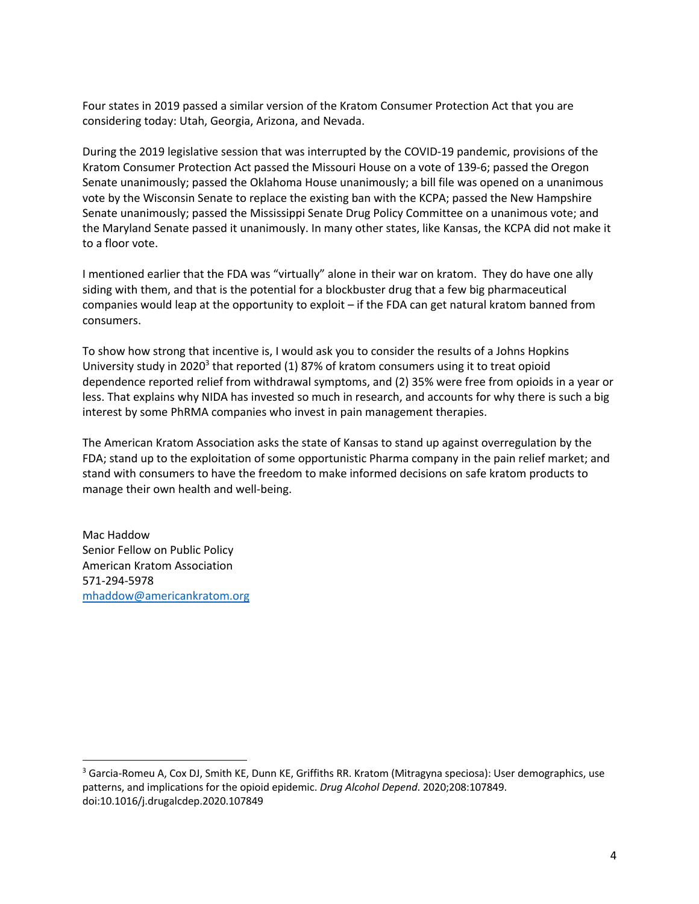Four states in 2019 passed a similar version of the Kratom Consumer Protection Act that you are considering today: Utah, Georgia, Arizona, and Nevada.

During the 2019 legislative session that was interrupted by the COVID-19 pandemic, provisions of the Kratom Consumer Protection Act passed the Missouri House on a vote of 139-6; passed the Oregon Senate unanimously; passed the Oklahoma House unanimously; a bill file was opened on a unanimous vote by the Wisconsin Senate to replace the existing ban with the KCPA; passed the New Hampshire Senate unanimously; passed the Mississippi Senate Drug Policy Committee on a unanimous vote; and the Maryland Senate passed it unanimously. In many other states, like Kansas, the KCPA did not make it to a floor vote.

I mentioned earlier that the FDA was "virtually" alone in their war on kratom. They do have one ally siding with them, and that is the potential for a blockbuster drug that a few big pharmaceutical companies would leap at the opportunity to exploit – if the FDA can get natural kratom banned from consumers.

To show how strong that incentive is, I would ask you to consider the results of a Johns Hopkins University study in 2020[3] that reported (1) 87% of kratom consumers using it to treat opioid dependence reported relief from withdrawal symptoms, and (2) 35% were free from opioids in a year or less. That explains why NIDA has invested so much in research, and accounts for why there is such a big interest by some PhRMA companies who invest in pain management therapies.

The American Kratom Association asks the state of Kansas to stand up against overregulation by the FDA; stand up to the exploitation of some opportunistic Pharma company in the pain relief market; and stand with consumers to have the freedom to make informed decisions on safe kratom products to manage their own health and well-being.

Mac Haddow
Senior Fellow on Public Policy
American Kratom Association
571-294-5978
mhaddow@americankratom.org

[3] Garcia-Romeu A, Cox DJ, Smith KE, Dunn KE, Griffiths RR. Kratom (Mitragyna speciosa): User demographics, use patterns, and implications for the opioid epidemic. *Drug Alcohol Depend*. 2020;208:107849. doi:10.1016/j.drugalcdep.2020.107849